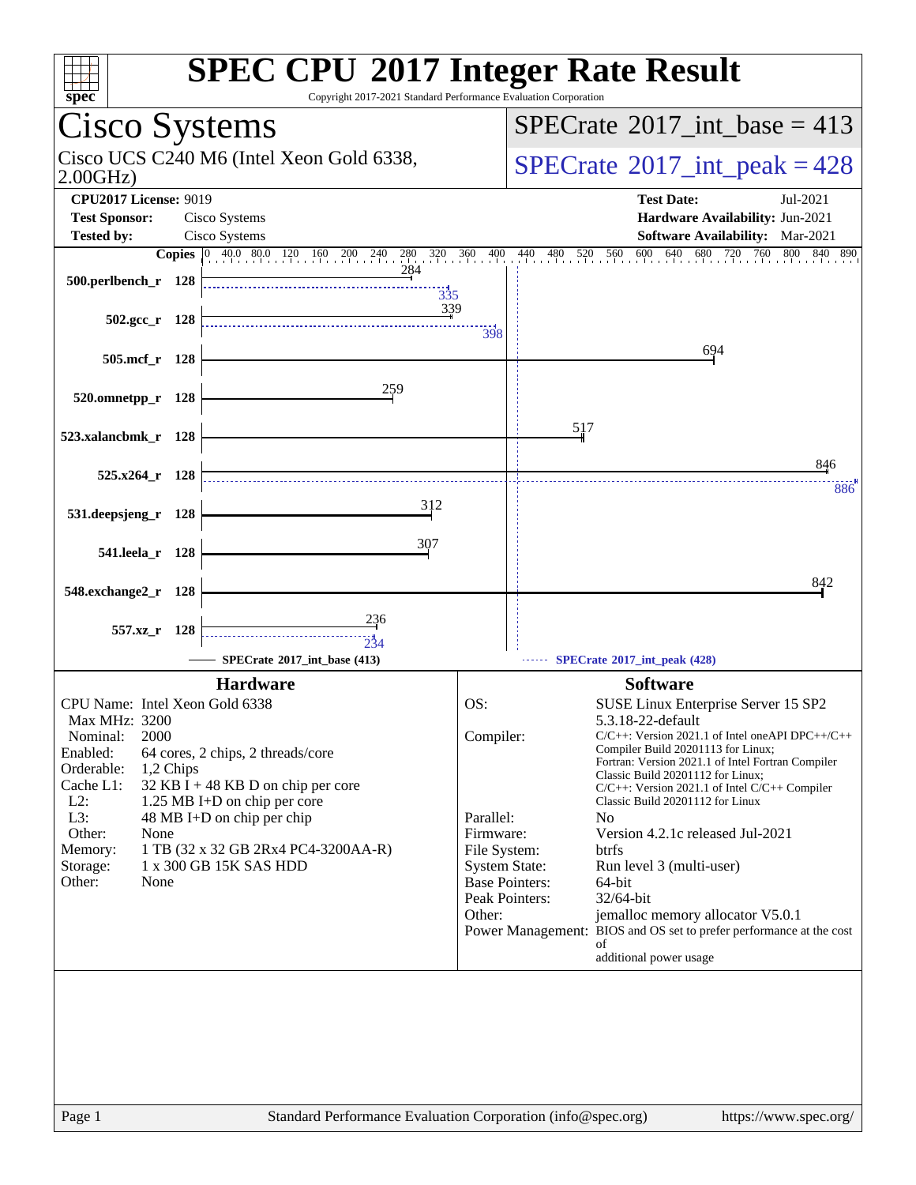# SPEC CPU 2017 Integer Rate Result

Copyright 2017-2021 Standard Performance Evaluation Corporation

## Cisco Systems

Cisco UCS C240 M6 (Intel Xeon Gold 6338, 2.00GHz)

SPECrate 2017_int_base = 413

SPECrate 2017_int_peak = 428

**CPU2017 License:** 9019
**Test Sponsor:** Cisco Systems
**Tested by:** Cisco Systems

**Test Date:** Jul-2021
**Hardware Availability:** Jun-2021
**Software Availability:** Mar-2021

| Benchmark | Copies | Base | Peak |
|---|---|---|---|
| 500.perlbench_r | 128 | 284 | 335 |
| 502.gcc_r | 128 | 339 | 398 |
| 505.mcf_r | 128 | 694 | |
| 520.omnetpp_r | 128 | 259 | |
| 523.xalancbmk_r | 128 | 517 | |
| 525.x264_r | 128 | 846 | 886 |
| 531.deepsjeng_r | 128 | 312 | |
| 541.leela_r | 128 | 307 | |
| 548.exchange2_r | 128 | 842 | |
| 557.xz_r | 128 | 236 | 234 |

SPECrate 2017_int_base (413) — SPECrate 2017_int_peak (428)

## Hardware

| | |
|---|---|
| CPU Name: | Intel Xeon Gold 6338 |
| Max MHz: | 3200 |
| Nominal: | 2000 |
| Enabled: | 64 cores, 2 chips, 2 threads/core |
| Orderable: | 1,2 Chips |
| Cache L1: | 32 KB I + 48 KB D on chip per core |
| L2: | 1.25 MB I+D on chip per core |
| L3: | 48 MB I+D on chip per chip |
| Other: | None |
| Memory: | 1 TB (32 x 32 GB 2Rx4 PC4-3200AA-R) |
| Storage: | 1 x 300 GB 15K SAS HDD |
| Other: | None |

## Software

| | |
|---|---|
| OS: | SUSE Linux Enterprise Server 15 SP2 5.3.18-22-default |
| Compiler: | C/C++: Version 2021.1 of Intel oneAPI DPC++/C++ Compiler Build 20201113 for Linux; Fortran: Version 2021.1 of Intel Fortran Compiler Classic Build 20201112 for Linux; C/C++: Version 2021.1 of Intel C/C++ Compiler Classic Build 20201112 for Linux |
| Parallel: | No |
| Firmware: | Version 4.2.1c released Jul-2021 |
| File System: | btrfs |
| System State: | Run level 3 (multi-user) |
| Base Pointers: | 64-bit |
| Peak Pointers: | 32/64-bit |
| Other: | jemalloc memory allocator V5.0.1 |
| Power Management: | BIOS and OS set to prefer performance at the cost of additional power usage |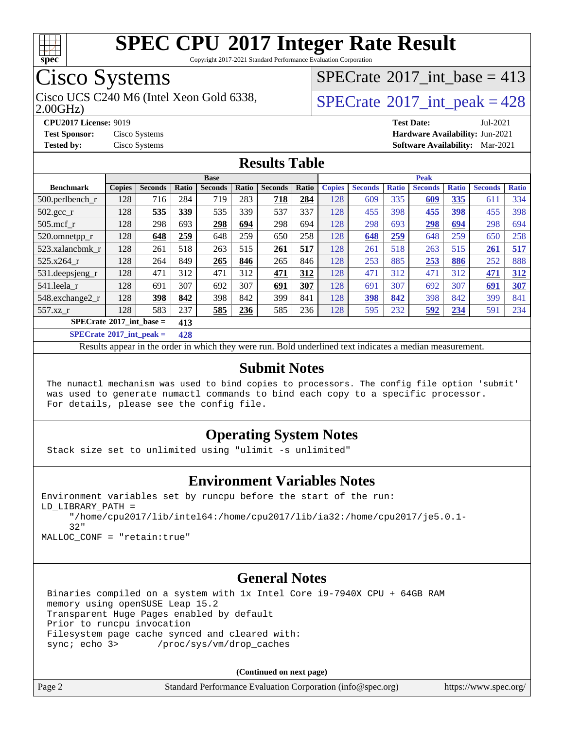# SPEC CPU 2017 Integer Rate Result

Copyright 2017-2021 Standard Performance Evaluation Corporation

## Cisco Systems

Cisco UCS C240 M6 (Intel Xeon Gold 6338, 2.00GHz)

SPECrate 2017_int_base = 413

SPECrate 2017_int_peak = 428

**CPU2017 License:** 9019
**Test Sponsor:** Cisco Systems
**Tested by:** Cisco Systems

**Test Date:** Jul-2021
**Hardware Availability:** Jun-2021
**Software Availability:** Mar-2021

## Results Table

| | Base | | | | | | | Peak | | | | | | |
|---|---|---|---|---|---|---|---|---|---|---|---|---|---|---|
| **Benchmark** | **Copies** | **Seconds** | **Ratio** | **Seconds** | **Ratio** | **Seconds** | **Ratio** | **Copies** | **Seconds** | **Ratio** | **Seconds** | **Ratio** | **Seconds** | **Ratio** |
| 500.perlbench_r | 128 | 716 | 284 | 719 | 283 | **718** | **284** | 128 | 609 | 335 | **609** | **335** | 611 | 334 |
| 502.gcc_r | 128 | **535** | **339** | 535 | 339 | 537 | 337 | 128 | 455 | 398 | **455** | **398** | 455 | 398 |
| 505.mcf_r | 128 | 298 | 693 | **298** | **694** | 298 | 694 | 128 | 298 | 693 | **298** | **694** | 298 | 694 |
| 520.omnetpp_r | 128 | **648** | **259** | 648 | 259 | 650 | 258 | 128 | **648** | **259** | 648 | 259 | 650 | 258 |
| 523.xalancbmk_r | 128 | 261 | 518 | 263 | 515 | **261** | **517** | 128 | 261 | 518 | 263 | 515 | **261** | **517** |
| 525.x264_r | 128 | 264 | 849 | **265** | **846** | 265 | 846 | 128 | 253 | 885 | **253** | **886** | 252 | 888 |
| 531.deepsjeng_r | 128 | 471 | 312 | 471 | 312 | **471** | **312** | 128 | 471 | 312 | 471 | 312 | **471** | **312** |
| 541.leela_r | 128 | 691 | 307 | 692 | 307 | **691** | **307** | 128 | 691 | 307 | 692 | 307 | **691** | **307** |
| 548.exchange2_r | 128 | **398** | **842** | 398 | 842 | 399 | 841 | 128 | **398** | **842** | 398 | 842 | 399 | 841 |
| 557.xz_r | 128 | 583 | 237 | **585** | **236** | 585 | 236 | 128 | 595 | 232 | **592** | **234** | 591 | 234 |

**SPECrate 2017_int_base = 413**

**SPECrate 2017_int_peak = 428**

Results appear in the order in which they were run. Bold underlined text indicates a median measurement.

## Submit Notes

```
The numactl mechanism was used to bind copies to processors. The config file option 'submit'
was used to generate numactl commands to bind each copy to a specific processor.
For details, please see the config file.
```

## Operating System Notes

```
Stack size set to unlimited using "ulimit -s unlimited"
```

## Environment Variables Notes

```
Environment variables set by runcpu before the start of the run:
LD_LIBRARY_PATH =
     "/home/cpu2017/lib/intel64:/home/cpu2017/lib/ia32:/home/cpu2017/je5.0.1-
     32"
MALLOC_CONF = "retain:true"
```

## General Notes

```
Binaries compiled on a system with 1x Intel Core i9-7940X CPU + 64GB RAM
memory using openSUSE Leap 15.2
Transparent Huge Pages enabled by default
Prior to runcpu invocation
Filesystem page cache synced and cleared with:
sync; echo 3>       /proc/sys/vm/drop_caches
```

**(Continued on next page)**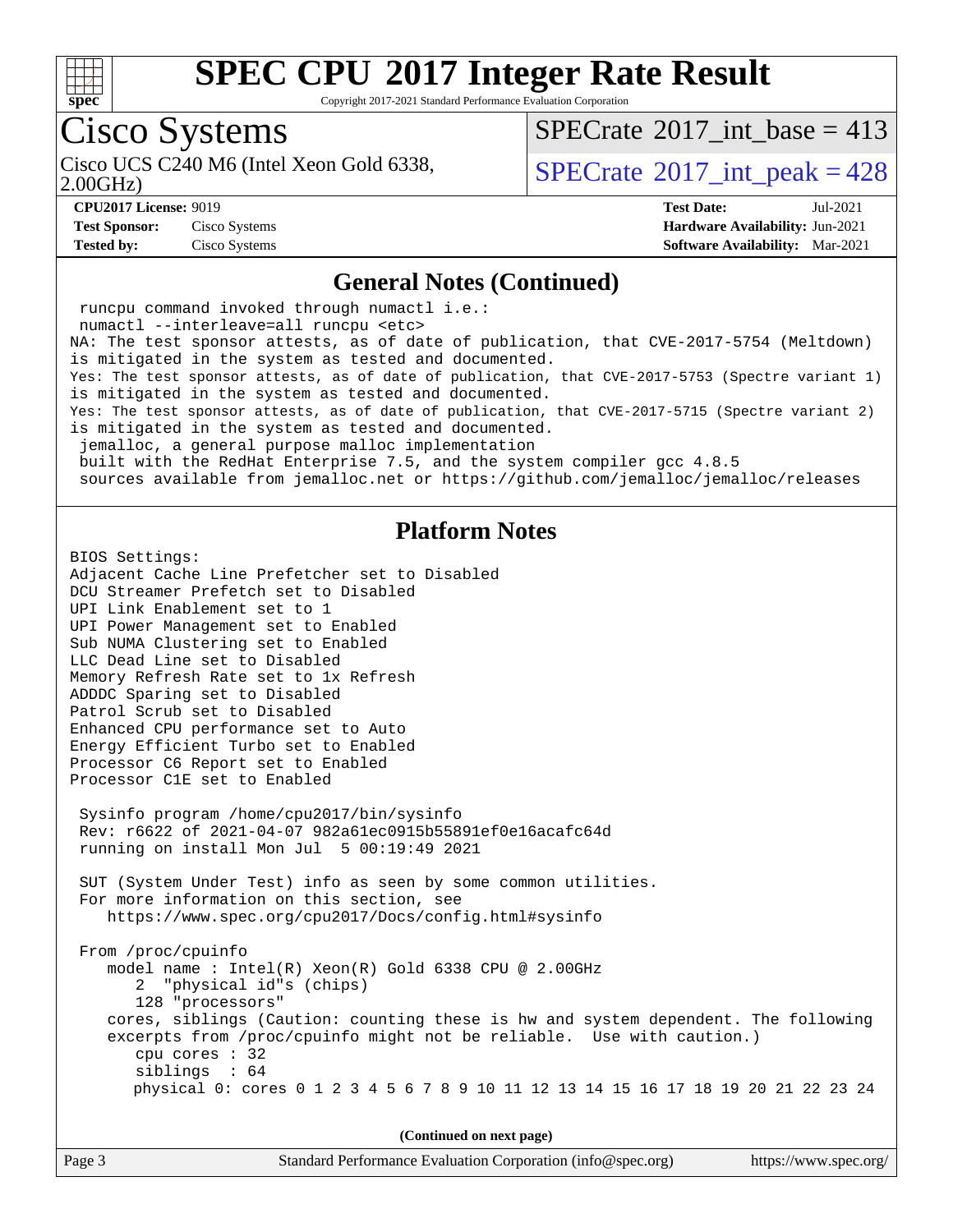# SPEC CPU 2017 Integer Rate Result

Copyright 2017-2021 Standard Performance Evaluation Corporation

## Cisco Systems

Cisco UCS C240 M6 (Intel Xeon Gold 6338, 2.00GHz)

SPECrate 2017_int_base = 413

SPECrate 2017_int_peak = 428

**CPU2017 License:** 9019
**Test Sponsor:** Cisco Systems
**Tested by:** Cisco Systems

**Test Date:** Jul-2021
**Hardware Availability:** Jun-2021
**Software Availability:** Mar-2021

## General Notes (Continued)

```
 runcpu command invoked through numactl i.e.:
 numactl --interleave=all runcpu <etc>
NA: The test sponsor attests, as of date of publication, that CVE-2017-5754 (Meltdown)
is mitigated in the system as tested and documented.
Yes: The test sponsor attests, as of date of publication, that CVE-2017-5753 (Spectre variant 1)
is mitigated in the system as tested and documented.
Yes: The test sponsor attests, as of date of publication, that CVE-2017-5715 (Spectre variant 2)
is mitigated in the system as tested and documented.
 jemalloc, a general purpose malloc implementation
 built with the RedHat Enterprise 7.5, and the system compiler gcc 4.8.5
 sources available from jemalloc.net or https://github.com/jemalloc/jemalloc/releases
```

## Platform Notes

```
BIOS Settings:
Adjacent Cache Line Prefetcher set to Disabled
DCU Streamer Prefetch set to Disabled
UPI Link Enablement set to 1
UPI Power Management set to Enabled
Sub NUMA Clustering set to Enabled
LLC Dead Line set to Disabled
Memory Refresh Rate set to 1x Refresh
ADDDC Sparing set to Disabled
Patrol Scrub set to Disabled
Enhanced CPU performance set to Auto
Energy Efficient Turbo set to Enabled
Processor C6 Report set to Enabled
Processor C1E set to Enabled

 Sysinfo program /home/cpu2017/bin/sysinfo
 Rev: r6622 of 2021-04-07 982a61ec0915b55891ef0e16acafc64d
 running on install Mon Jul  5 00:19:49 2021

 SUT (System Under Test) info as seen by some common utilities.
 For more information on this section, see
    https://www.spec.org/cpu2017/Docs/config.html#sysinfo

 From /proc/cpuinfo
    model name : Intel(R) Xeon(R) Gold 6338 CPU @ 2.00GHz
       2  "physical id"s (chips)
       128 "processors"
    cores, siblings (Caution: counting these is hw and system dependent. The following
    excerpts from /proc/cpuinfo might not be reliable.  Use with caution.)
       cpu cores : 32
       siblings  : 64
       physical 0: cores 0 1 2 3 4 5 6 7 8 9 10 11 12 13 14 15 16 17 18 19 20 21 22 23 24
```

(Continued on next page)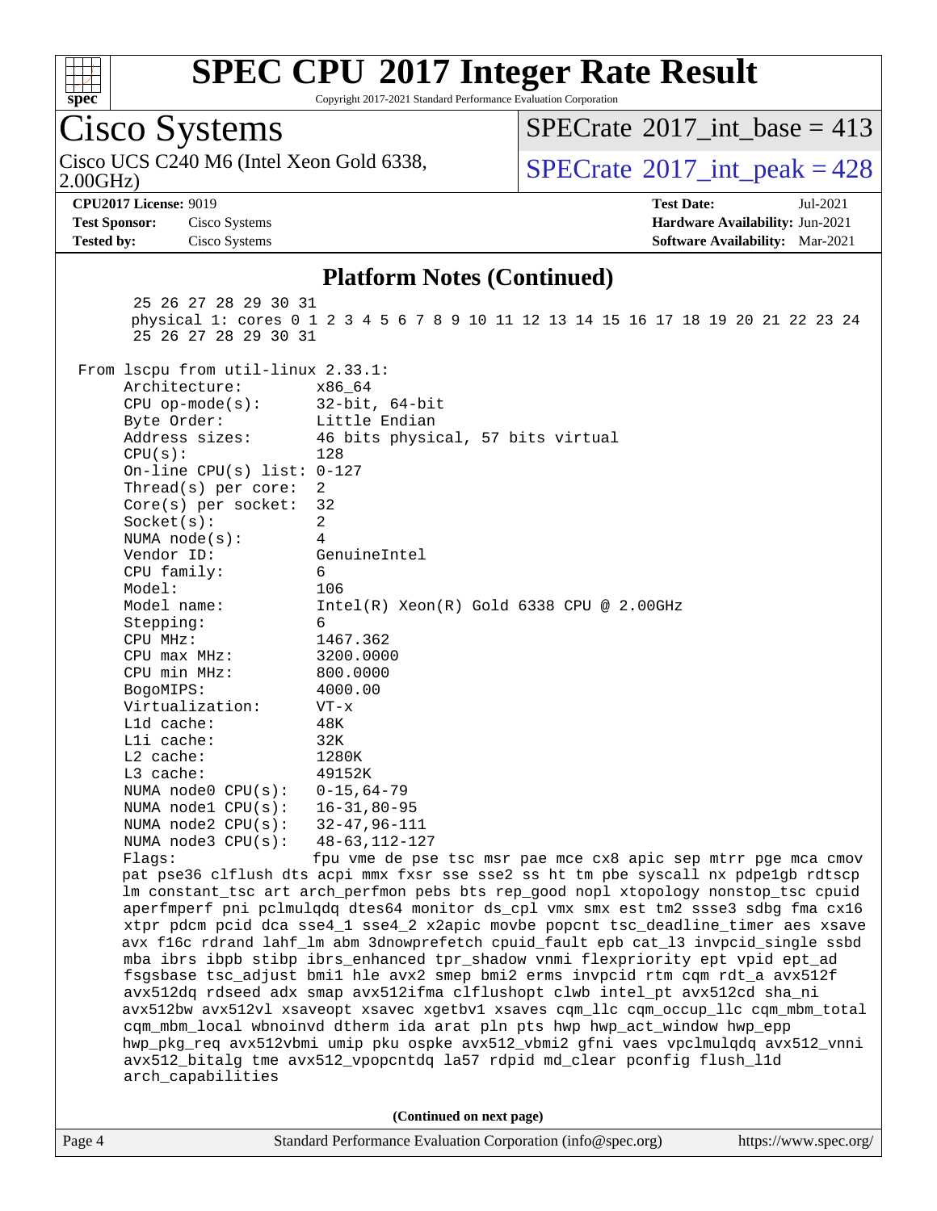# SPEC CPU 2017 Integer Rate Result

Copyright 2017-2021 Standard Performance Evaluation Corporation

## Cisco Systems

Cisco UCS C240 M6 (Intel Xeon Gold 6338, 2.00GHz)

SPECrate 2017_int_base = 413

SPECrate 2017_int_peak = 428

**CPU2017 License:** 9019
**Test Sponsor:** Cisco Systems
**Tested by:** Cisco Systems

**Test Date:** Jul-2021
**Hardware Availability:** Jun-2021
**Software Availability:** Mar-2021

### Platform Notes (Continued)

```
        25 26 27 28 29 30 31
        physical 1: cores 0 1 2 3 4 5 6 7 8 9 10 11 12 13 14 15 16 17 18 19 20 21 22 23 24
        25 26 27 28 29 30 31

 From lscpu from util-linux 2.33.1:
      Architecture:        x86_64
      CPU op-mode(s):      32-bit, 64-bit
      Byte Order:          Little Endian
      Address sizes:       46 bits physical, 57 bits virtual
      CPU(s):              128
      On-line CPU(s) list: 0-127
      Thread(s) per core:  2
      Core(s) per socket:  32
      Socket(s):           2
      NUMA node(s):        4
      Vendor ID:           GenuineIntel
      CPU family:          6
      Model:               106
      Model name:          Intel(R) Xeon(R) Gold 6338 CPU @ 2.00GHz
      Stepping:            6
      CPU MHz:             1467.362
      CPU max MHz:         3200.0000
      CPU min MHz:         800.0000
      BogoMIPS:            4000.00
      Virtualization:      VT-x
      L1d cache:           48K
      L1i cache:           32K
      L2 cache:            1280K
      L3 cache:            49152K
      NUMA node0 CPU(s):   0-15,64-79
      NUMA node1 CPU(s):   16-31,80-95
      NUMA node2 CPU(s):   32-47,96-111
      NUMA node3 CPU(s):   48-63,112-127
      Flags:               fpu vme de pse tsc msr pae mce cx8 apic sep mtrr pge mca cmov
      pat pse36 clflush dts acpi mmx fxsr sse sse2 ss ht tm pbe syscall nx pdpe1gb rdtscp
      lm constant_tsc art arch_perfmon pebs bts rep_good nopl xtopology nonstop_tsc cpuid
      aperfmperf pni pclmulqdq dtes64 monitor ds_cpl vmx smx est tm2 ssse3 sdbg fma cx16
      xtpr pdcm pcid dca sse4_1 sse4_2 x2apic movbe popcnt tsc_deadline_timer aes xsave
      avx f16c rdrand lahf_lm abm 3dnowprefetch cpuid_fault epb cat_l3 invpcid_single ssbd
      mba ibrs ibpb stibp ibrs_enhanced tpr_shadow vnmi flexpriority ept vpid ept_ad
      fsgsbase tsc_adjust bmi1 hle avx2 smep bmi2 erms invpcid rtm cqm rdt_a avx512f
      avx512dq rdseed adx smap avx512ifma clflushopt clwb intel_pt avx512cd sha_ni
      avx512bw avx512vl xsaveopt xsavec xgetbv1 xsaves cqm_llc cqm_occup_llc cqm_mbm_total
      cqm_mbm_local wbnoinvd dtherm ida arat pln pts hwp hwp_act_window hwp_epp
      hwp_pkg_req avx512vbmi umip pku ospke avx512_vbmi2 gfni vaes vpclmulqdq avx512_vnni
      avx512_bitalg tme avx512_vpopcntdq la57 rdpid md_clear pconfig flush_l1d
      arch_capabilities
```

(Continued on next page)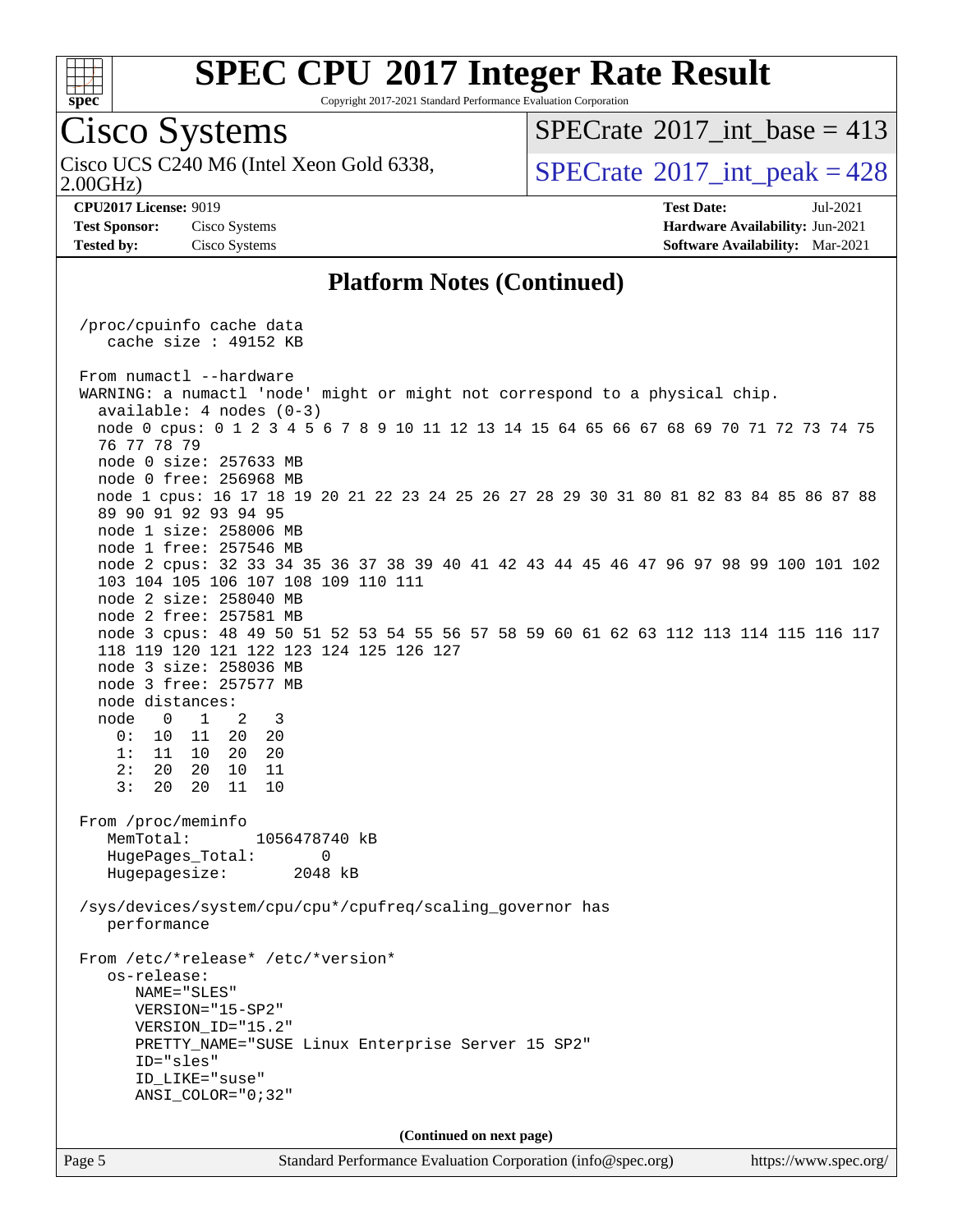# SPEC CPU 2017 Integer Rate Result

Copyright 2017-2021 Standard Performance Evaluation Corporation

## Cisco Systems

Cisco UCS C240 M6 (Intel Xeon Gold 6338, 2.00GHz)

SPECrate 2017_int_base = 413

SPECrate 2017_int_peak = 428

**CPU2017 License:** 9019
**Test Sponsor:** Cisco Systems
**Tested by:** Cisco Systems

**Test Date:** Jul-2021
**Hardware Availability:** Jun-2021
**Software Availability:** Mar-2021

## Platform Notes (Continued)

```
/proc/cpuinfo cache data
   cache size : 49152 KB

From numactl --hardware
WARNING: a numactl 'node' might or might not correspond to a physical chip.
  available: 4 nodes (0-3)
  node 0 cpus: 0 1 2 3 4 5 6 7 8 9 10 11 12 13 14 15 64 65 66 67 68 69 70 71 72 73 74 75
  76 77 78 79
  node 0 size: 257633 MB
  node 0 free: 256968 MB
  node 1 cpus: 16 17 18 19 20 21 22 23 24 25 26 27 28 29 30 31 80 81 82 83 84 85 86 87 88
  89 90 91 92 93 94 95
  node 1 size: 258006 MB
  node 1 free: 257546 MB
  node 2 cpus: 32 33 34 35 36 37 38 39 40 41 42 43 44 45 46 47 96 97 98 99 100 101 102
  103 104 105 106 107 108 109 110 111
  node 2 size: 258040 MB
  node 2 free: 257581 MB
  node 3 cpus: 48 49 50 51 52 53 54 55 56 57 58 59 60 61 62 63 112 113 114 115 116 117
  118 119 120 121 122 123 124 125 126 127
  node 3 size: 258036 MB
  node 3 free: 257577 MB
  node distances:
  node   0   1   2   3
    0:  10  11  20  20
    1:  11  10  20  20
    2:  20  20  10  11
    3:  20  20  11  10

From /proc/meminfo
   MemTotal:       1056478740 kB
   HugePages_Total:       0
   Hugepagesize:       2048 kB

/sys/devices/system/cpu/cpu*/cpufreq/scaling_governor has
   performance

From /etc/*release* /etc/*version*
   os-release:
      NAME="SLES"
      VERSION="15-SP2"
      VERSION_ID="15.2"
      PRETTY_NAME="SUSE Linux Enterprise Server 15 SP2"
      ID="sles"
      ID_LIKE="suse"
      ANSI_COLOR="0;32"
```

(Continued on next page)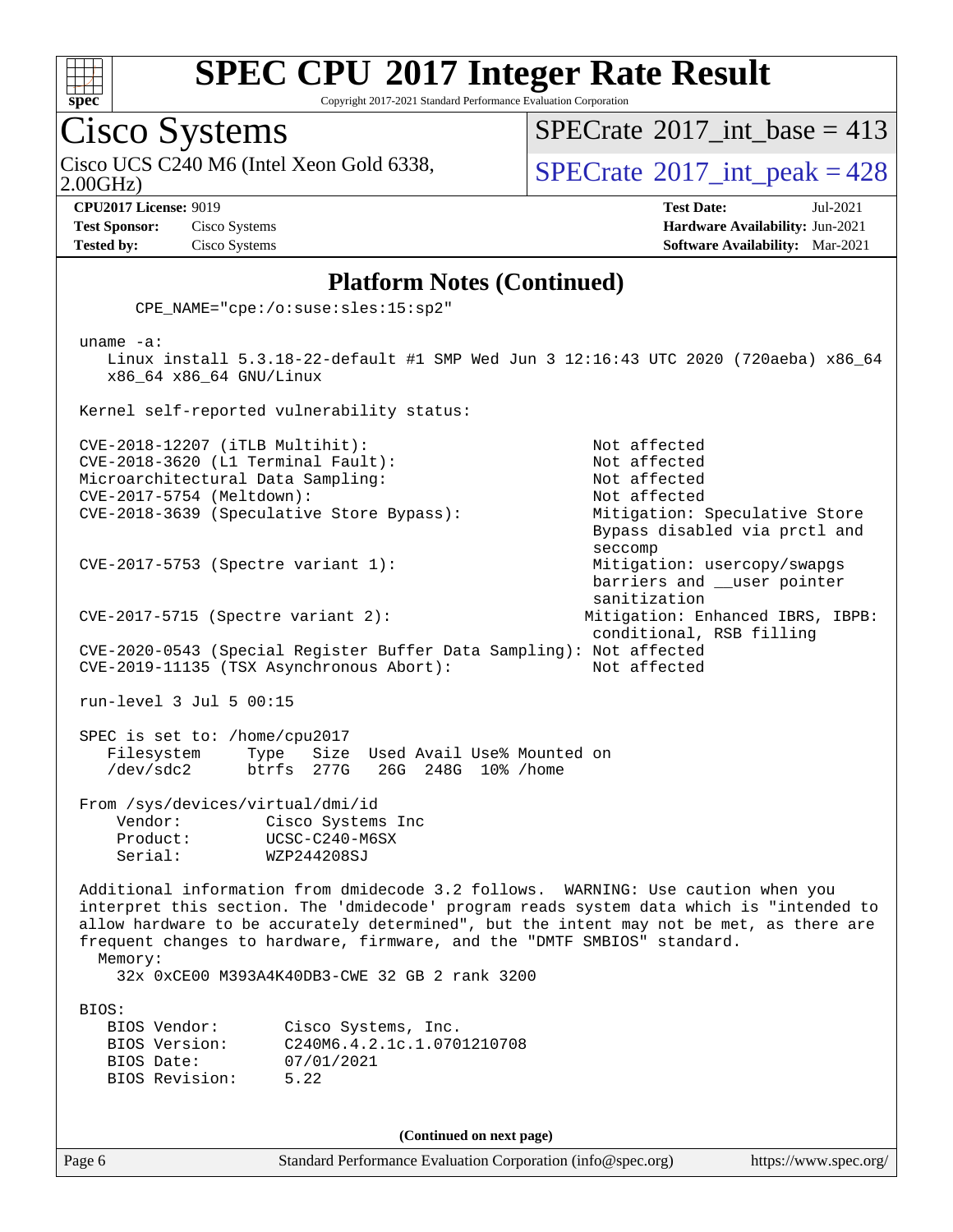# SPEC CPU 2017 Integer Rate Result

Copyright 2017-2021 Standard Performance Evaluation Corporation

**Cisco Systems**

Cisco UCS C240 M6 (Intel Xeon Gold 6338, 2.00GHz)

SPECrate 2017_int_base = 413

SPECrate 2017_int_peak = 428

**CPU2017 License:** 9019
**Test Sponsor:** Cisco Systems
**Tested by:** Cisco Systems

**Test Date:** Jul-2021
**Hardware Availability:** Jun-2021
**Software Availability:** Mar-2021

## Platform Notes (Continued)

```
      CPE_NAME="cpe:/o:suse:sles:15:sp2"

 uname -a:
    Linux install 5.3.18-22-default #1 SMP Wed Jun 3 12:16:43 UTC 2020 (720aeba) x86_64
    x86_64 x86_64 GNU/Linux

 Kernel self-reported vulnerability status:

 CVE-2018-12207 (iTLB Multihit):                          Not affected
 CVE-2018-3620 (L1 Terminal Fault):                       Not affected
 Microarchitectural Data Sampling:                        Not affected
 CVE-2017-5754 (Meltdown):                                Not affected
 CVE-2018-3639 (Speculative Store Bypass):                Mitigation: Speculative Store
                                                          Bypass disabled via prctl and
                                                          seccomp
 CVE-2017-5753 (Spectre variant 1):                       Mitigation: usercopy/swapgs
                                                          barriers and __user pointer
                                                          sanitization
 CVE-2017-5715 (Spectre variant 2):                      Mitigation: Enhanced IBRS, IBPB:
                                                          conditional, RSB filling
 CVE-2020-0543 (Special Register Buffer Data Sampling): Not affected
 CVE-2019-11135 (TSX Asynchronous Abort):                 Not affected

 run-level 3 Jul 5 00:15

 SPEC is set to: /home/cpu2017
    Filesystem     Type   Size  Used Avail Use% Mounted on
    /dev/sdc2      btrfs  277G   26G  248G  10% /home

 From /sys/devices/virtual/dmi/id
     Vendor:         Cisco Systems Inc
     Product:        UCSC-C240-M6SX
     Serial:         WZP244208SJ

 Additional information from dmidecode 3.2 follows.  WARNING: Use caution when you
 interpret this section. The 'dmidecode' program reads system data which is "intended to
 allow hardware to be accurately determined", but the intent may not be met, as there are
 frequent changes to hardware, firmware, and the "DMTF SMBIOS" standard.
   Memory:
     32x 0xCE00 M393A4K40DB3-CWE 32 GB 2 rank 3200

 BIOS:
    BIOS Vendor:       Cisco Systems, Inc.
    BIOS Version:      C240M6.4.2.1c.1.0701210708
    BIOS Date:         07/01/2021
    BIOS Revision:     5.22
```

(Continued on next page)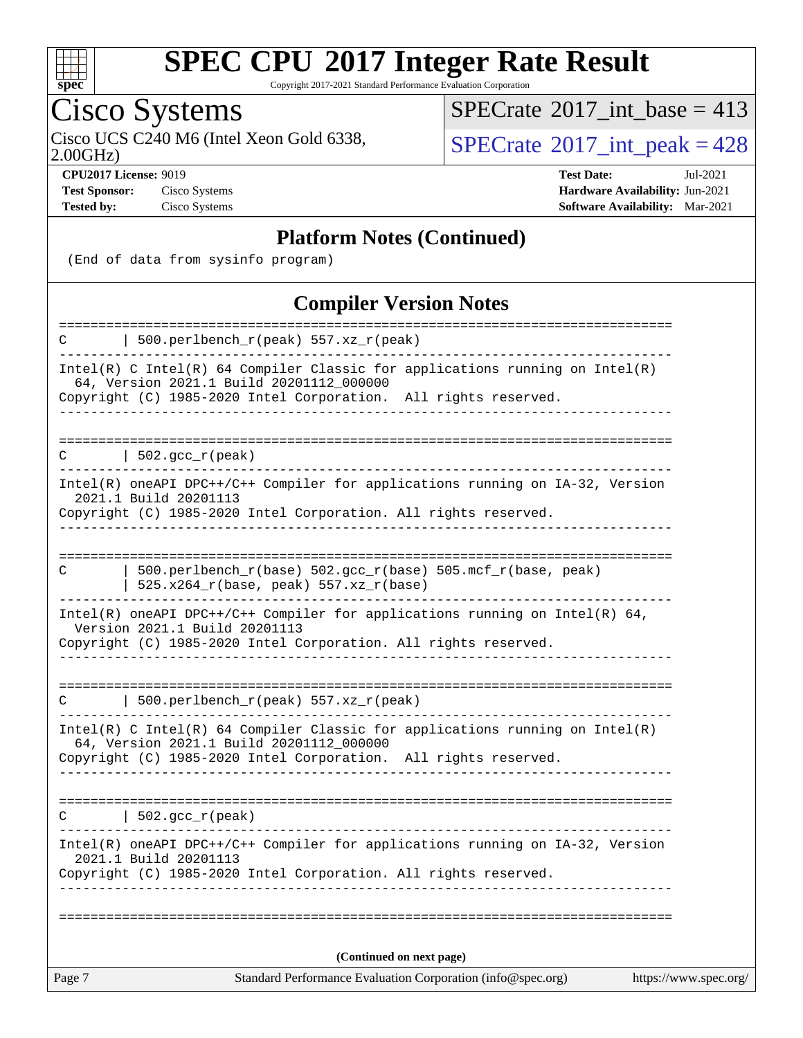## Platform Notes (Continued)

```
(End of data from sysinfo program)
```

## Compiler Version Notes

```
==============================================================================
C       | 500.perlbench_r(peak) 557.xz_r(peak)
------------------------------------------------------------------------------
Intel(R) C Intel(R) 64 Compiler Classic for applications running on Intel(R)
  64, Version 2021.1 Build 20201112_000000
Copyright (C) 1985-2020 Intel Corporation.  All rights reserved.
------------------------------------------------------------------------------

==============================================================================
C       | 502.gcc_r(peak)
------------------------------------------------------------------------------
Intel(R) oneAPI DPC++/C++ Compiler for applications running on IA-32, Version
  2021.1 Build 20201113
Copyright (C) 1985-2020 Intel Corporation. All rights reserved.
------------------------------------------------------------------------------

==============================================================================
C       | 500.perlbench_r(base) 502.gcc_r(base) 505.mcf_r(base, peak)
        | 525.x264_r(base, peak) 557.xz_r(base)
------------------------------------------------------------------------------
Intel(R) oneAPI DPC++/C++ Compiler for applications running on Intel(R) 64,
  Version 2021.1 Build 20201113
Copyright (C) 1985-2020 Intel Corporation. All rights reserved.
------------------------------------------------------------------------------

==============================================================================
C       | 500.perlbench_r(peak) 557.xz_r(peak)
------------------------------------------------------------------------------
Intel(R) C Intel(R) 64 Compiler Classic for applications running on Intel(R)
  64, Version 2021.1 Build 20201112_000000
Copyright (C) 1985-2020 Intel Corporation.  All rights reserved.
------------------------------------------------------------------------------

==============================================================================
C       | 502.gcc_r(peak)
------------------------------------------------------------------------------
Intel(R) oneAPI DPC++/C++ Compiler for applications running on IA-32, Version
  2021.1 Build 20201113
Copyright (C) 1985-2020 Intel Corporation. All rights reserved.
------------------------------------------------------------------------------

==============================================================================
```

(Continued on next page)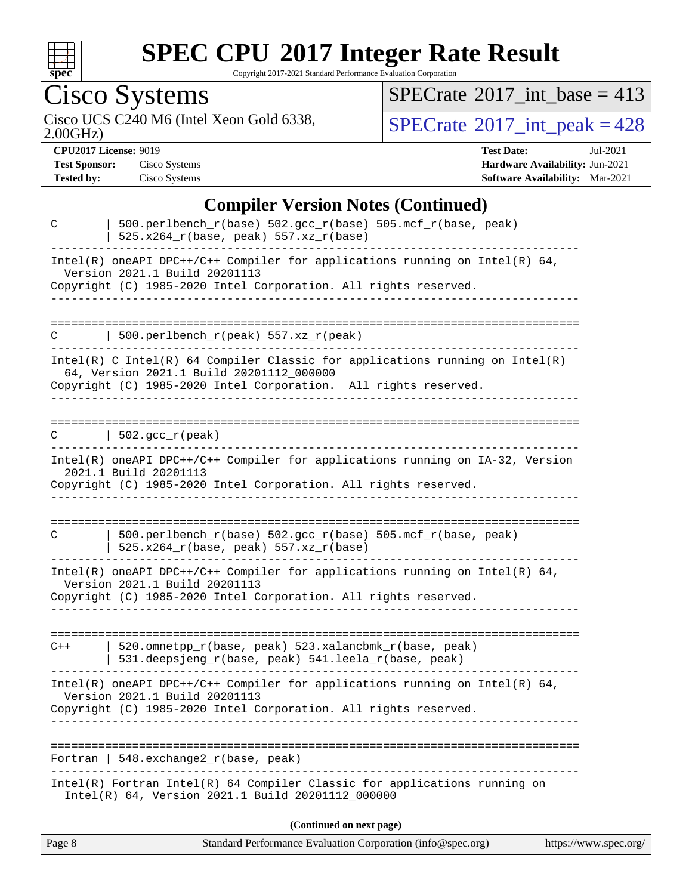## Compiler Version Notes (Continued)

```
C       | 500.perlbench_r(base) 502.gcc_r(base) 505.mcf_r(base, peak)
        | 525.x264_r(base, peak) 557.xz_r(base)
------------------------------------------------------------------------------
Intel(R) oneAPI DPC++/C++ Compiler for applications running on Intel(R) 64,
  Version 2021.1 Build 20201113
Copyright (C) 1985-2020 Intel Corporation. All rights reserved.
------------------------------------------------------------------------------

==============================================================================
C       | 500.perlbench_r(peak) 557.xz_r(peak)
------------------------------------------------------------------------------
Intel(R) C Intel(R) 64 Compiler Classic for applications running on Intel(R)
  64, Version 2021.1 Build 20201112_000000
Copyright (C) 1985-2020 Intel Corporation.  All rights reserved.
------------------------------------------------------------------------------

==============================================================================
C       | 502.gcc_r(peak)
------------------------------------------------------------------------------
Intel(R) oneAPI DPC++/C++ Compiler for applications running on IA-32, Version
  2021.1 Build 20201113
Copyright (C) 1985-2020 Intel Corporation. All rights reserved.
------------------------------------------------------------------------------

==============================================================================
C       | 500.perlbench_r(base) 502.gcc_r(base) 505.mcf_r(base, peak)
        | 525.x264_r(base, peak) 557.xz_r(base)
------------------------------------------------------------------------------
Intel(R) oneAPI DPC++/C++ Compiler for applications running on Intel(R) 64,
  Version 2021.1 Build 20201113
Copyright (C) 1985-2020 Intel Corporation. All rights reserved.
------------------------------------------------------------------------------

==============================================================================
C++     | 520.omnetpp_r(base, peak) 523.xalancbmk_r(base, peak)
        | 531.deepsjeng_r(base, peak) 541.leela_r(base, peak)
------------------------------------------------------------------------------
Intel(R) oneAPI DPC++/C++ Compiler for applications running on Intel(R) 64,
  Version 2021.1 Build 20201113
Copyright (C) 1985-2020 Intel Corporation. All rights reserved.
------------------------------------------------------------------------------

==============================================================================
Fortran | 548.exchange2_r(base, peak)
------------------------------------------------------------------------------
Intel(R) Fortran Intel(R) 64 Compiler Classic for applications running on
  Intel(R) 64, Version 2021.1 Build 20201112_000000
```

(Continued on next page)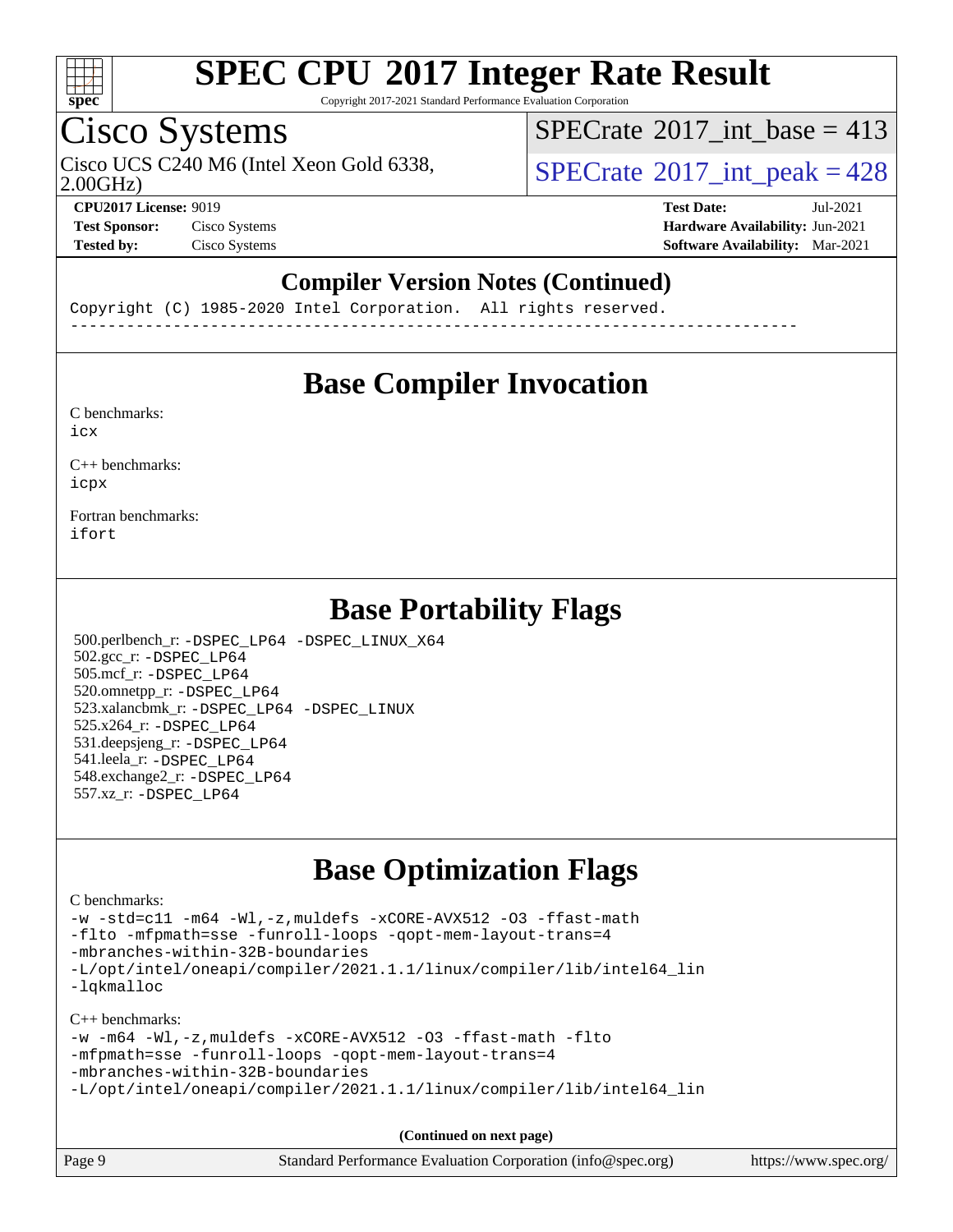## Compiler Version Notes (Continued)

```
Copyright (C) 1985-2020 Intel Corporation.  All rights reserved.
------------------------------------------------------------------------------
```

## Base Compiler Invocation

C benchmarks:
icx

C++ benchmarks:
icpx

Fortran benchmarks:
ifort

## Base Portability Flags

500.perlbench_r: -DSPEC_LP64 -DSPEC_LINUX_X64
502.gcc_r: -DSPEC_LP64
505.mcf_r: -DSPEC_LP64
520.omnetpp_r: -DSPEC_LP64
523.xalancbmk_r: -DSPEC_LP64 -DSPEC_LINUX
525.x264_r: -DSPEC_LP64
531.deepsjeng_r: -DSPEC_LP64
541.leela_r: -DSPEC_LP64
548.exchange2_r: -DSPEC_LP64
557.xz_r: -DSPEC_LP64

## Base Optimization Flags

C benchmarks:
-w -std=c11 -m64 -Wl,-z,muldefs -xCORE-AVX512 -O3 -ffast-math
-flto -mfpmath=sse -funroll-loops -qopt-mem-layout-trans=4
-mbranches-within-32B-boundaries
-L/opt/intel/oneapi/compiler/2021.1.1/linux/compiler/lib/intel64_lin
-lqkmalloc

C++ benchmarks:
-w -m64 -Wl,-z,muldefs -xCORE-AVX512 -O3 -ffast-math -flto
-mfpmath=sse -funroll-loops -qopt-mem-layout-trans=4
-mbranches-within-32B-boundaries
-L/opt/intel/oneapi/compiler/2021.1.1/linux/compiler/lib/intel64_lin

**(Continued on next page)**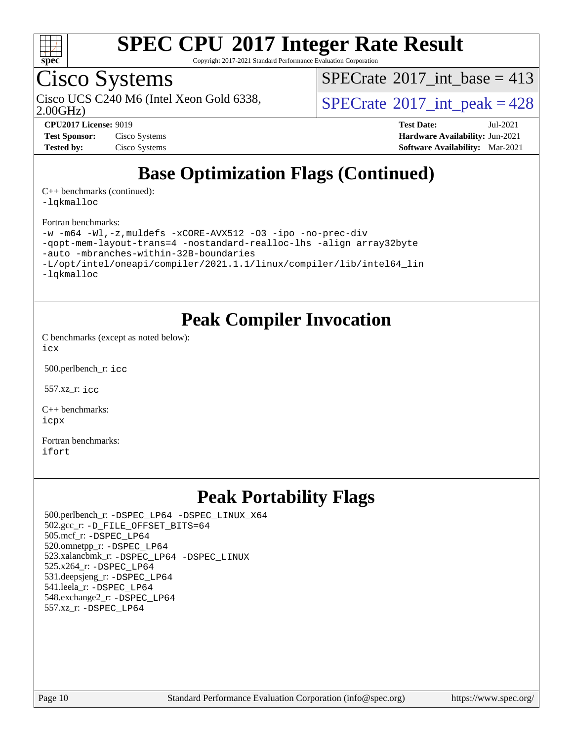# SPEC CPU 2017 Integer Rate Result

Copyright 2017-2021 Standard Performance Evaluation Corporation

## Cisco Systems

Cisco UCS C240 M6 (Intel Xeon Gold 6338, 2.00GHz)

SPECrate 2017_int_base = 413

SPECrate 2017_int_peak = 428

**CPU2017 License:** 9019
**Test Sponsor:** Cisco Systems
**Tested by:** Cisco Systems

**Test Date:** Jul-2021
**Hardware Availability:** Jun-2021
**Software Availability:** Mar-2021

## Base Optimization Flags (Continued)

C++ benchmarks (continued):
-lqkmalloc

Fortran benchmarks:
-w -m64 -Wl,-z,muldefs -xCORE-AVX512 -O3 -ipo -no-prec-div
-qopt-mem-layout-trans=4 -nostandard-realloc-lhs -align array32byte
-auto -mbranches-within-32B-boundaries
-L/opt/intel/oneapi/compiler/2021.1.1/linux/compiler/lib/intel64_lin
-lqkmalloc

## Peak Compiler Invocation

C benchmarks (except as noted below):
icx

500.perlbench_r: icc

557.xz_r: icc

C++ benchmarks:
icpx

Fortran benchmarks:
ifort

## Peak Portability Flags

500.perlbench_r: -DSPEC_LP64 -DSPEC_LINUX_X64
502.gcc_r: -D_FILE_OFFSET_BITS=64
505.mcf_r: -DSPEC_LP64
520.omnetpp_r: -DSPEC_LP64
523.xalancbmk_r: -DSPEC_LP64 -DSPEC_LINUX
525.x264_r: -DSPEC_LP64
531.deepsjeng_r: -DSPEC_LP64
541.leela_r: -DSPEC_LP64
548.exchange2_r: -DSPEC_LP64
557.xz_r: -DSPEC_LP64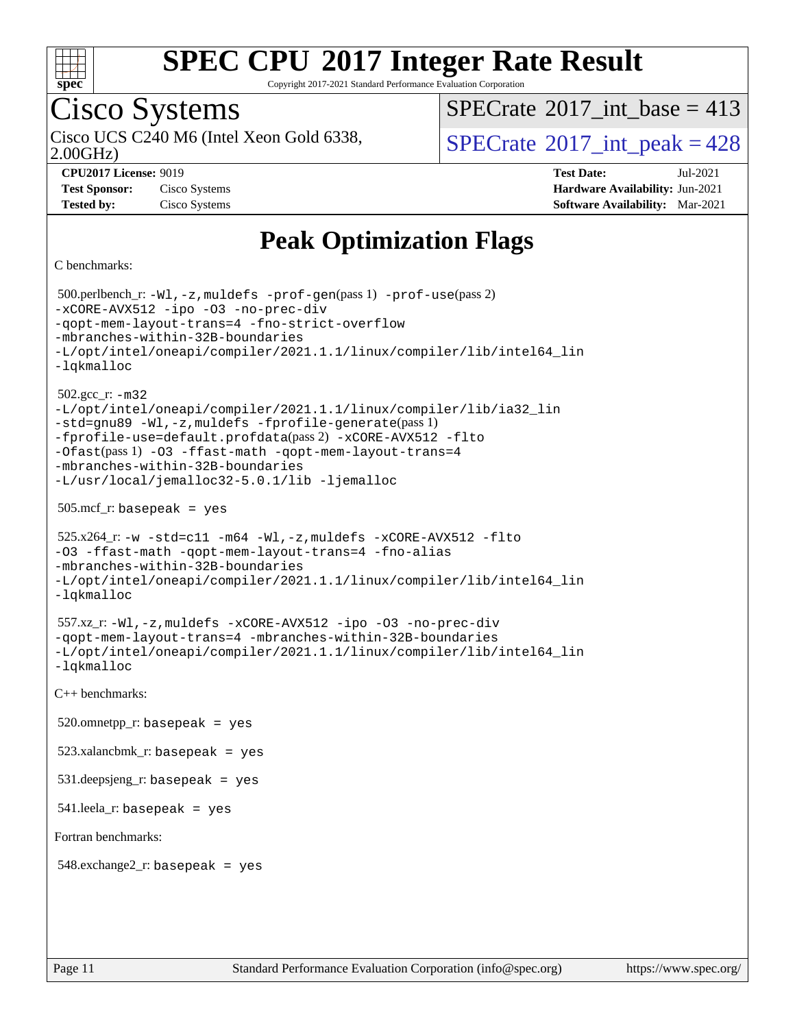# SPEC CPU 2017 Integer Rate Result

Copyright 2017-2021 Standard Performance Evaluation Corporation

## Cisco Systems

Cisco UCS C240 M6 (Intel Xeon Gold 6338, 2.00GHz)

SPECrate 2017_int_base = 413

SPECrate 2017_int_peak = 428

**CPU2017 License:** 9019
**Test Sponsor:** Cisco Systems
**Tested by:** Cisco Systems

**Test Date:** Jul-2021
**Hardware Availability:** Jun-2021
**Software Availability:** Mar-2021

## Peak Optimization Flags

C benchmarks:

500.perlbench_r: `-Wl,-z,muldefs -prof-gen(pass 1) -prof-use(pass 2) -xCORE-AVX512 -ipo -O3 -no-prec-div -qopt-mem-layout-trans=4 -fno-strict-overflow -mbranches-within-32B-boundaries -L/opt/intel/oneapi/compiler/2021.1.1/linux/compiler/lib/intel64_lin -lqkmalloc`

502.gcc_r: `-m32 -L/opt/intel/oneapi/compiler/2021.1.1/linux/compiler/lib/ia32_lin -std=gnu89 -Wl,-z,muldefs -fprofile-generate(pass 1) -fprofile-use=default.profdata(pass 2) -xCORE-AVX512 -flto -Ofast(pass 1) -O3 -ffast-math -qopt-mem-layout-trans=4 -mbranches-within-32B-boundaries -L/usr/local/jemalloc32-5.0.1/lib -ljemalloc`

505.mcf_r: `basepeak = yes`

525.x264_r: `-w -std=c11 -m64 -Wl,-z,muldefs -xCORE-AVX512 -flto -O3 -ffast-math -qopt-mem-layout-trans=4 -fno-alias -mbranches-within-32B-boundaries -L/opt/intel/oneapi/compiler/2021.1.1/linux/compiler/lib/intel64_lin -lqkmalloc`

557.xz_r: `-Wl,-z,muldefs -xCORE-AVX512 -ipo -O3 -no-prec-div -qopt-mem-layout-trans=4 -mbranches-within-32B-boundaries -L/opt/intel/oneapi/compiler/2021.1.1/linux/compiler/lib/intel64_lin -lqkmalloc`

C++ benchmarks:

520.omnetpp_r: `basepeak = yes`

523.xalancbmk_r: `basepeak = yes`

531.deepsjeng_r: `basepeak = yes`

541.leela_r: `basepeak = yes`

Fortran benchmarks:

548.exchange2_r: `basepeak = yes`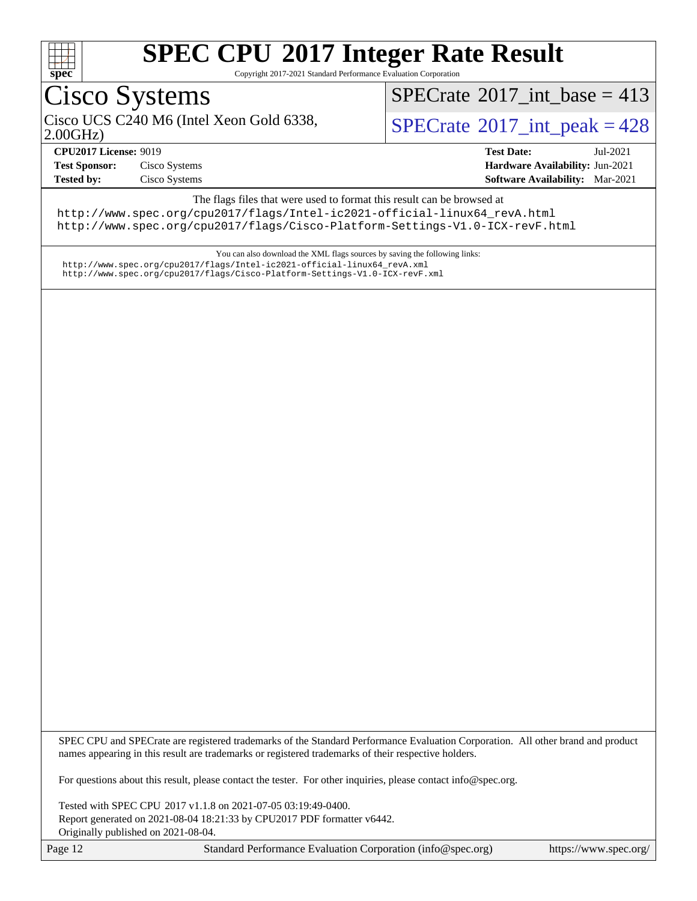# SPEC CPU 2017 Integer Rate Result

Copyright 2017-2021 Standard Performance Evaluation Corporation

## Cisco Systems

Cisco UCS C240 M6 (Intel Xeon Gold 6338, 2.00GHz)

SPECrate 2017_int_base = 413

SPECrate 2017_int_peak = 428

**CPU2017 License:** 9019
**Test Sponsor:** Cisco Systems
**Tested by:** Cisco Systems

**Test Date:** Jul-2021
**Hardware Availability:** Jun-2021
**Software Availability:** Mar-2021

The flags files that were used to format this result can be browsed at
http://www.spec.org/cpu2017/flags/Intel-ic2021-official-linux64_revA.html
http://www.spec.org/cpu2017/flags/Cisco-Platform-Settings-V1.0-ICX-revF.html

You can also download the XML flags sources by saving the following links:
http://www.spec.org/cpu2017/flags/Intel-ic2021-official-linux64_revA.xml
http://www.spec.org/cpu2017/flags/Cisco-Platform-Settings-V1.0-ICX-revF.xml

SPEC CPU and SPECrate are registered trademarks of the Standard Performance Evaluation Corporation. All other brand and product names appearing in this result are trademarks or registered trademarks of their respective holders.

For questions about this result, please contact the tester. For other inquiries, please contact info@spec.org.

Tested with SPEC CPU 2017 v1.1.8 on 2021-07-05 03:19:49-0400.
Report generated on 2021-08-04 18:21:33 by CPU2017 PDF formatter v6442.
Originally published on 2021-08-04.